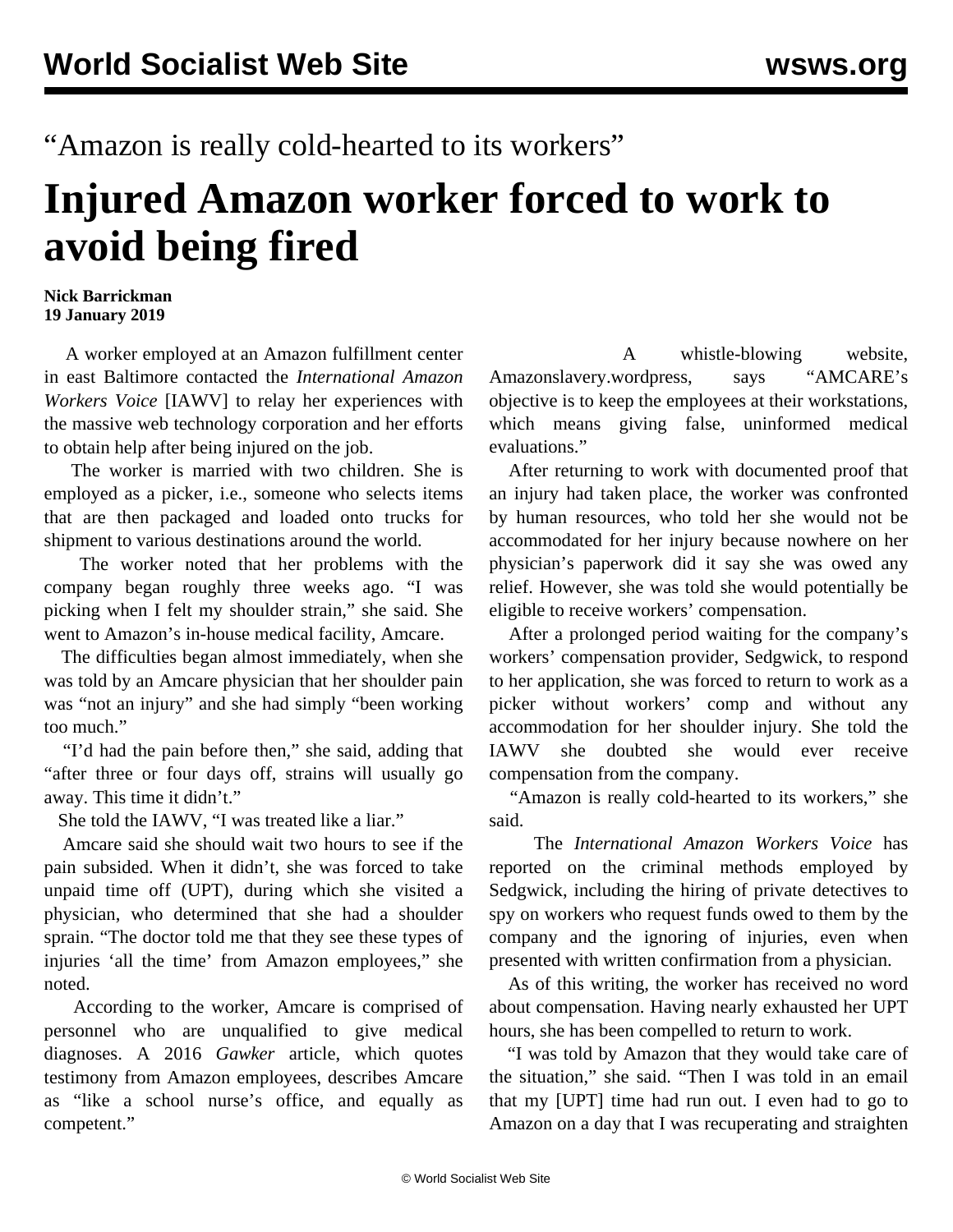“Amazon is really cold-hearted to its workers”

# Injured Amazon worker forced to work to avoid being fired

**Nick Barrickman**
**19 January 2019**

A worker employed at an Amazon fulfillment center in east Baltimore contacted the *International Amazon Workers Voice* [IAWV] to relay her experiences with the massive web technology corporation and her efforts to obtain help after being injured on the job.

The worker is married with two children. She is employed as a picker, i.e., someone who selects items that are then packaged and loaded onto trucks for shipment to various destinations around the world.

The worker noted that her problems with the company began roughly three weeks ago. “I was picking when I felt my shoulder strain,” she said. She went to Amazon’s in-house medical facility, Amcare.

The difficulties began almost immediately, when she was told by an Amcare physician that her shoulder pain was “not an injury” and she had simply “been working too much.”

“I’d had the pain before then,” she said, adding that “after three or four days off, strains will usually go away. This time it didn’t.”

She told the IAWV, “I was treated like a liar.”

Amcare said she should wait two hours to see if the pain subsided. When it didn’t, she was forced to take unpaid time off (UPT), during which she visited a physician, who determined that she had a shoulder sprain. “The doctor told me that they see these types of injuries ‘all the time’ from Amazon employees,” she noted.

According to the worker, Amcare is comprised of personnel who are unqualified to give medical diagnoses. A 2016 *Gawker* article, which quotes testimony from Amazon employees, describes Amcare as “like a school nurse’s office, and equally as competent.”

A whistle-blowing website, Amazonslavery.wordpress, says “AMCARE’s objective is to keep the employees at their workstations, which means giving false, uninformed medical evaluations.”

After returning to work with documented proof that an injury had taken place, the worker was confronted by human resources, who told her she would not be accommodated for her injury because nowhere on her physician’s paperwork did it say she was owed any relief. However, she was told she would potentially be eligible to receive workers’ compensation.

After a prolonged period waiting for the company’s workers’ compensation provider, Sedgwick, to respond to her application, she was forced to return to work as a picker without workers’ comp and without any accommodation for her shoulder injury. She told the IAWV she doubted she would ever receive compensation from the company.

“Amazon is really cold-hearted to its workers,” she said.

The *International Amazon Workers Voice* has reported on the criminal methods employed by Sedgwick, including the hiring of private detectives to spy on workers who request funds owed to them by the company and the ignoring of injuries, even when presented with written confirmation from a physician.

As of this writing, the worker has received no word about compensation. Having nearly exhausted her UPT hours, she has been compelled to return to work.

“I was told by Amazon that they would take care of the situation,” she said. “Then I was told in an email that my [UPT] time had run out. I even had to go to Amazon on a day that I was recuperating and straighten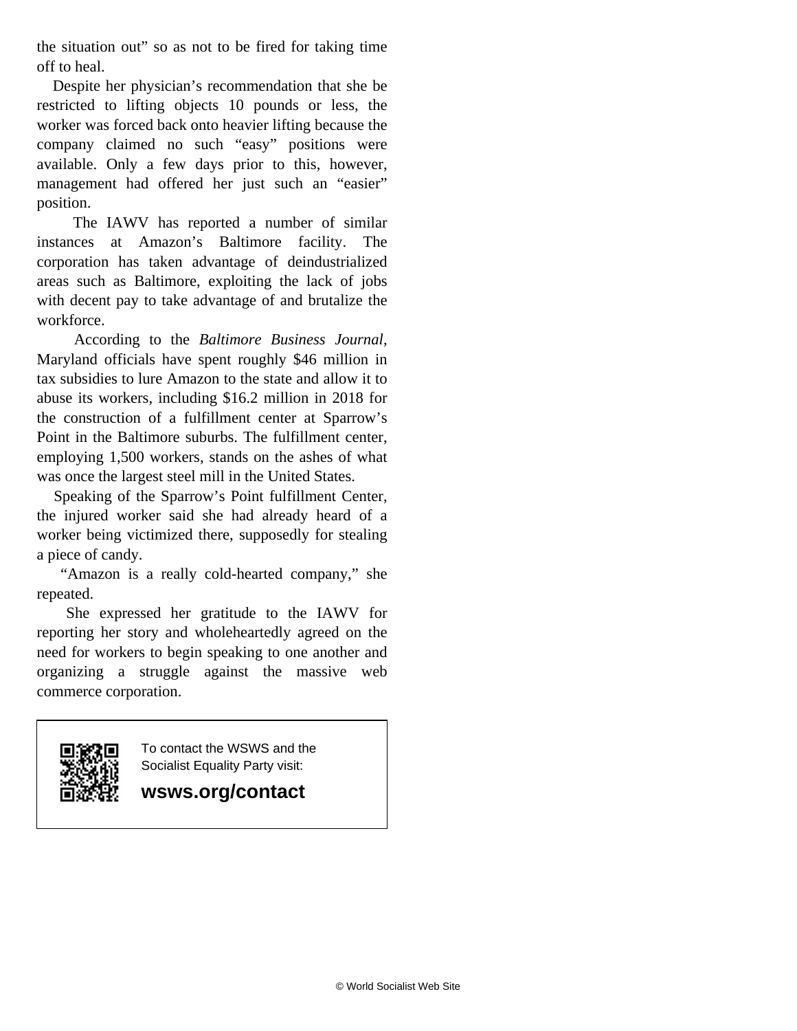the situation out" so as not to be fired for taking time off to heal.

Despite her physician's recommendation that she be restricted to lifting objects 10 pounds or less, the worker was forced back onto heavier lifting because the company claimed no such "easy" positions were available. Only a few days prior to this, however, management had offered her just such an "easier" position.

The IAWV has reported a number of similar instances at Amazon's Baltimore facility. The corporation has taken advantage of deindustrialized areas such as Baltimore, exploiting the lack of jobs with decent pay to take advantage of and brutalize the workforce.

According to the *Baltimore Business Journal*, Maryland officials have spent roughly $46 million in tax subsidies to lure Amazon to the state and allow it to abuse its workers, including $16.2 million in 2018 for the construction of a fulfillment center at Sparrow's Point in the Baltimore suburbs. The fulfillment center, employing 1,500 workers, stands on the ashes of what was once the largest steel mill in the United States.

Speaking of the Sparrow's Point fulfillment Center, the injured worker said she had already heard of a worker being victimized there, supposedly for stealing a piece of candy.

"Amazon is a really cold-hearted company," she repeated.

She expressed her gratitude to the IAWV for reporting her story and wholeheartedly agreed on the need for workers to begin speaking to one another and organizing a struggle against the massive web commerce corporation.

To contact the WSWS and the Socialist Equality Party visit:

**wsws.org/contact**